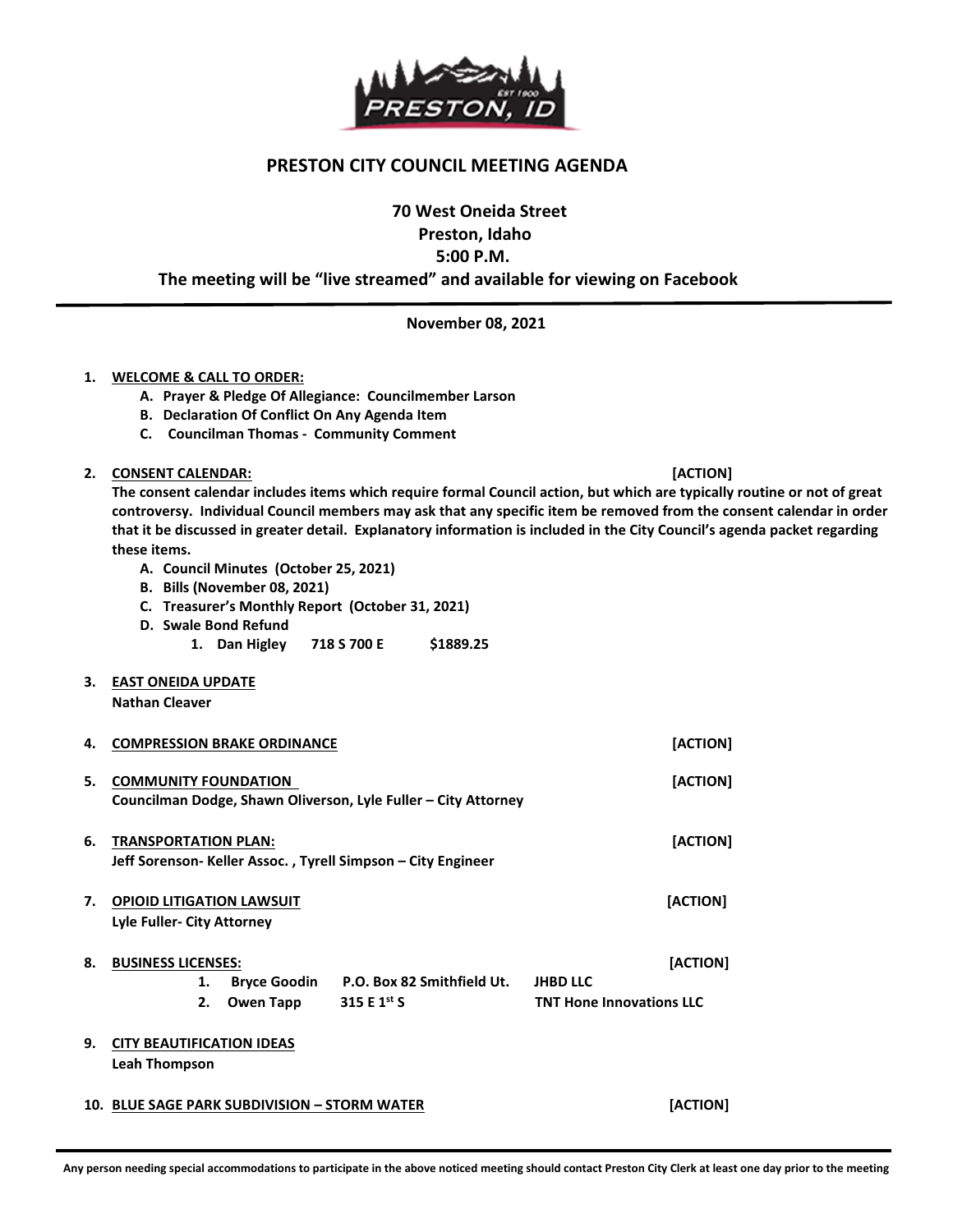# PRESTON CITY COUNCIL MEETING AGENDA

**70 West Oneida Street**
**Preston, Idaho**
**5:00 P.M.**
**The meeting will be "live streamed" and available for viewing on Facebook**

---

**November 08, 2021**

1. **WELCOME & CALL TO ORDER:**
   - A. Prayer & Pledge Of Allegiance: Councilmember Larson
   - B. Declaration Of Conflict On Any Agenda Item
   - C. Councilman Thomas - Community Comment

2. **CONSENT CALENDAR:** **[ACTION]**
   **The consent calendar includes items which require formal Council action, but which are typically routine or not of great controversy. Individual Council members may ask that any specific item be removed from the consent calendar in order that it be discussed in greater detail. Explanatory information is included in the City Council's agenda packet regarding these items.**
   - A. Council Minutes (October 25, 2021)
   - B. Bills (November 08, 2021)
   - C. Treasurer's Monthly Report (October 31, 2021)
   - D. Swale Bond Refund
     1. Dan Higley 718 S 700 E $1889.25

3. **EAST ONEIDA UPDATE**
   **Nathan Cleaver**

4. **COMPRESSION BRAKE ORDINANCE** **[ACTION]**

5. **COMMUNITY FOUNDATION** **[ACTION]**
   **Councilman Dodge, Shawn Oliverson, Lyle Fuller – City Attorney**

6. **TRANSPORTATION PLAN:** **[ACTION]**
   **Jeff Sorenson- Keller Assoc. , Tyrell Simpson – City Engineer**

7. **OPIOID LITIGATION LAWSUIT** **[ACTION]**
   **Lyle Fuller- City Attorney**

8. **BUSINESS LICENSES:** **[ACTION]**
   1. Bryce Goodin P.O. Box 82 Smithfield Ut. JHBD LLC
   2. Owen Tapp 315 E 1st S TNT Hone Innovations LLC

9. **CITY BEAUTIFICATION IDEAS**
   **Leah Thompson**

10. **BLUE SAGE PARK SUBDIVISION – STORM WATER** **[ACTION]**

---

**Any person needing special accommodations to participate in the above noticed meeting should contact Preston City Clerk at least one day prior to the meeting**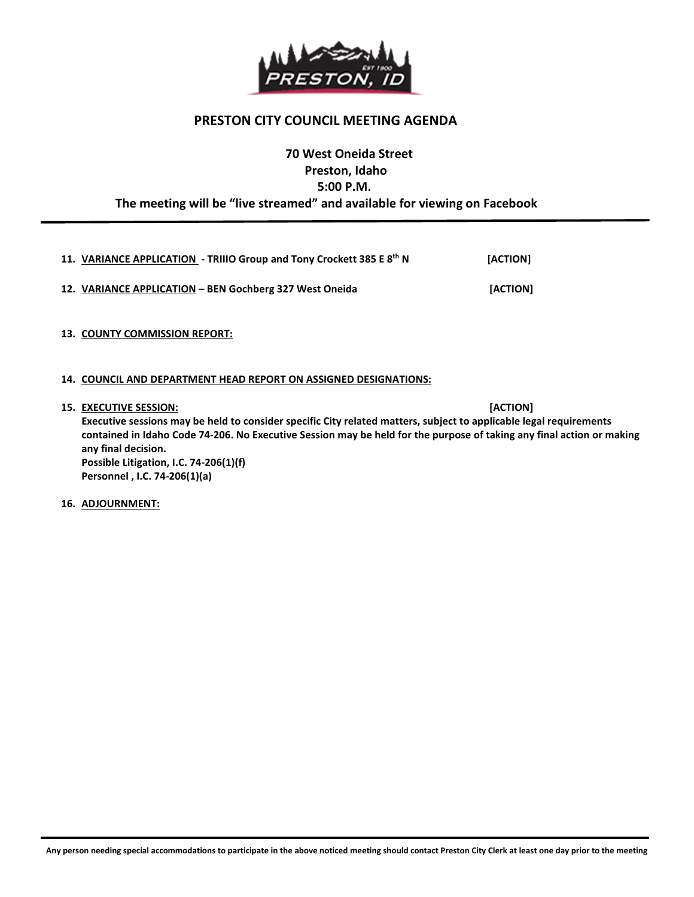# PRESTON CITY COUNCIL MEETING AGENDA

**70 West Oneida Street**
**Preston, Idaho**
**5:00 P.M.**
**The meeting will be "live streamed" and available for viewing on Facebook**

11. **VARIANCE APPLICATION - TRIIIO Group and Tony Crockett 385 E 8th N** **[ACTION]**

12. **VARIANCE APPLICATION – BEN Gochberg 327 West Oneida** **[ACTION]**

13. **COUNTY COMMISSION REPORT:**

14. **COUNCIL AND DEPARTMENT HEAD REPORT ON ASSIGNED DESIGNATIONS:**

15. **EXECUTIVE SESSION:** **[ACTION]**
    **Executive sessions may be held to consider specific City related matters, subject to applicable legal requirements contained in Idaho Code 74-206. No Executive Session may be held for the purpose of taking any final action or making any final decision.**
    **Possible Litigation, I.C. 74-206(1)(f)**
    **Personnel , I.C. 74-206(1)(a)**

16. **ADJOURNMENT:**

**Any person needing special accommodations to participate in the above noticed meeting should contact Preston City Clerk at least one day prior to the meeting**